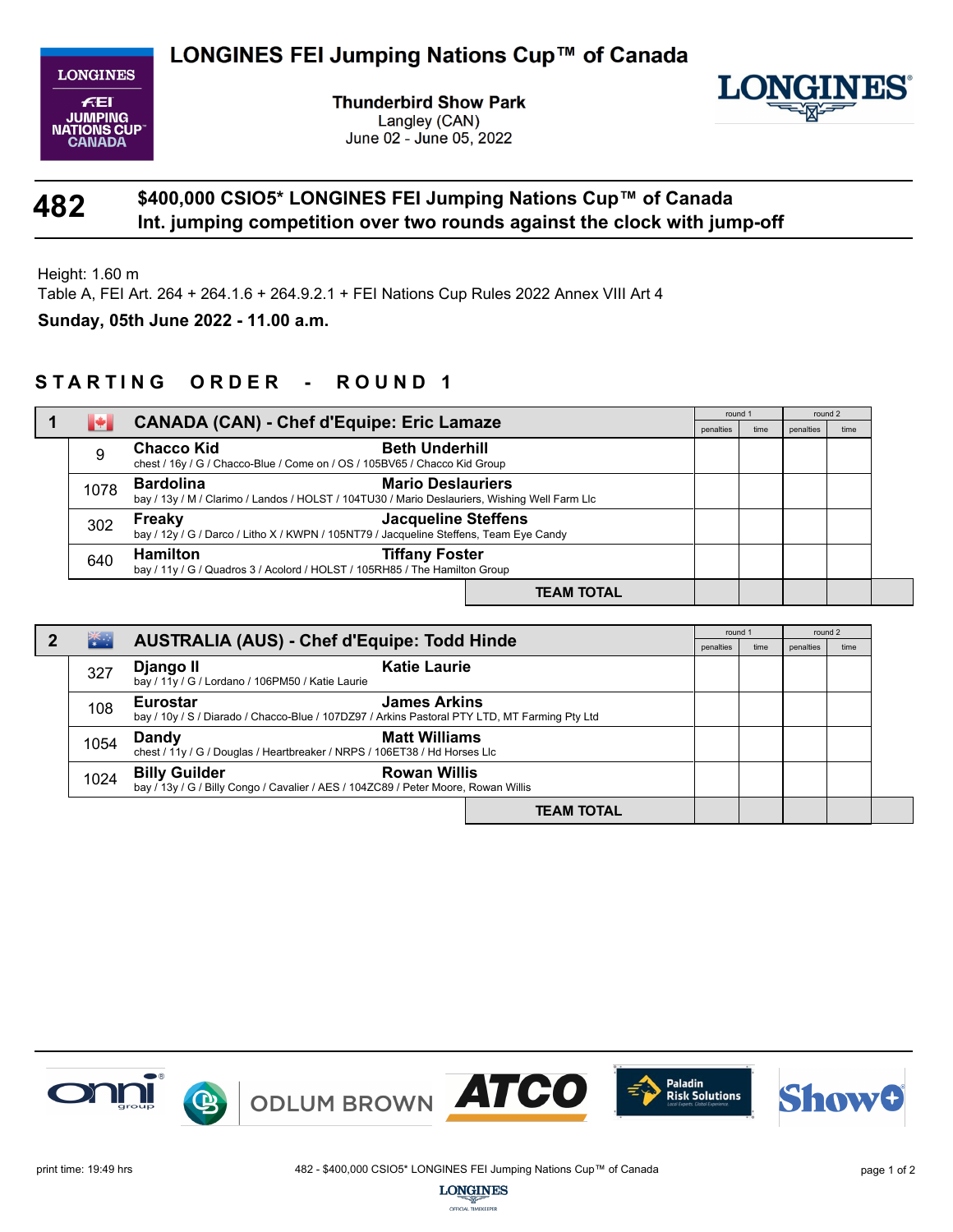# LONGINES FEI Jumping Nations Cup™ of Canada

**Thunderbird Show Park**
Langley (CAN)
June 02 - June 05, 2022

## 482 — $400,000 CSIO5* LONGINES FEI Jumping Nations Cup™ of Canada
### Int. jumping competition over two rounds against the clock with jump-off

Height: 1.60 m
Table A, FEI Art. 264 + 264.1.6 + 264.9.2.1 + FEI Nations Cup Rules 2022 Annex VIII Art 4

**Sunday, 05th June 2022 - 11.00 a.m.**

## STARTING ORDER - ROUND 1

| 1 | CANADA (CAN) - Chef d'Equipe: Eric Lamaze | | round 1 | | round 2 | |
|---|---|---|---|---|---|---|
| | | | penalties | time | penalties | time |
| 9 | **Chacco Kid**<br>chest / 16y / G / Chacco-Blue / Come on / OS / 105BV65 / Chacco Kid Group | **Beth Underhill** | | | | |
| 1078 | **Bardolina**<br>bay / 13y / M / Clarimo / Landos / HOLST / 104TU30 / Mario Deslauriers, Wishing Well Farm Llc | **Mario Deslauriers** | | | | |
| 302 | **Freaky**<br>bay / 12y / G / Darco / Litho X / KWPN / 105NT79 / Jacqueline Steffens, Team Eye Candy | **Jacqueline Steffens** | | | | |
| 640 | **Hamilton**<br>bay / 11y / G / Quadros 3 / Acolord / HOLST / 105RH85 / The Hamilton Group | **Tiffany Foster** | | | | |
| | | **TEAM TOTAL** | | | | |

| 2 | AUSTRALIA (AUS) - Chef d'Equipe: Todd Hinde | | round 1 | | round 2 | |
|---|---|---|---|---|---|---|
| | | | penalties | time | penalties | time |
| 327 | **Django II**<br>bay / 11y / G / Lordano / 106PM50 / Katie Laurie | **Katie Laurie** | | | | |
| 108 | **Eurostar**<br>bay / 10y / S / Diarado / Chacco-Blue / 107DZ97 / Arkins Pastoral PTY LTD, MT Farming Pty Ltd | **James Arkins** | | | | |
| 1054 | **Dandy**<br>chest / 11y / G / Douglas / Heartbreaker / NRPS / 106ET38 / Hd Horses Llc | **Matt Williams** | | | | |
| 1024 | **Billy Guilder**<br>bay / 13y / G / Billy Congo / Cavalier / AES / 104ZC89 / Peter Moore, Rowan Willis | **Rowan Willis** | | | | |
| | | **TEAM TOTAL** | | | | |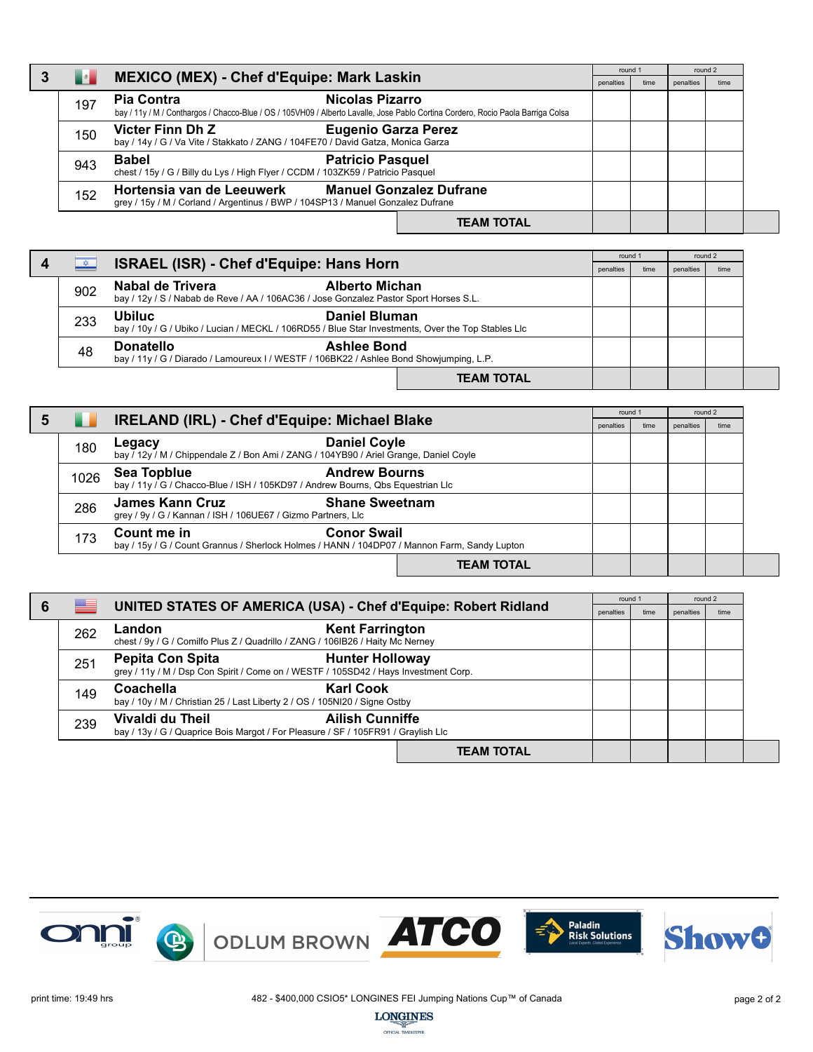| 3 | | MEXICO (MEX) - Chef d'Equipe: Mark Laskin | round 1 | | round 2 | |
|---|---|---|---|---|---|---|
| | | | penalties | time | penalties | time |
| | 197 | **Pia Contra** — **Nicolas Pizarro**<br>bay / 11y / M / Conthargos / Chacco-Blue / OS / 105VH09 / Alberto Lavalle, Jose Pablo Cortina Cordero, Rocio Paola Barriga Colsa | | | | |
| | 150 | **Victer Finn Dh Z** — **Eugenio Garza Perez**<br>bay / 14y / G / Va Vite / Stakkato / ZANG / 104FE70 / David Gatza, Monica Garza | | | | |
| | 943 | **Babel** — **Patricio Pasquel**<br>chest / 15y / G / Billy du Lys / High Flyer / CCDM / 103ZK59 / Patricio Pasquel | | | | |
| | 152 | **Hortensia van de Leeuwerk** — **Manuel Gonzalez Dufrane**<br>grey / 15y / M / Corland / Argentinus / BWP / 104SP13 / Manuel Gonzalez Dufrane | | | | |
| | | **TEAM TOTAL** | | | | |

| 4 | | ISRAEL (ISR) - Chef d'Equipe: Hans Horn | round 1 | | round 2 | |
|---|---|---|---|---|---|---|
| | | | penalties | time | penalties | time |
| | 902 | **Nabal de Trivera** — **Alberto Michan**<br>bay / 12y / S / Nabab de Reve / AA / 106AC36 / Jose Gonzalez Pastor Sport Horses S.L. | | | | |
| | 233 | **Ubiluc** — **Daniel Bluman**<br>bay / 10y / G / Ubiko / Lucian / MECKL / 106RD55 / Blue Star Investments, Over the Top Stables Llc | | | | |
| | 48 | **Donatello** — **Ashlee Bond**<br>bay / 11y / G / Diarado / Lamoureux I / WESTF / 106BK22 / Ashlee Bond Showjumping, L.P. | | | | |
| | | **TEAM TOTAL** | | | | |

| 5 | | IRELAND (IRL) - Chef d'Equipe: Michael Blake | round 1 | | round 2 | |
|---|---|---|---|---|---|---|
| | | | penalties | time | penalties | time |
| | 180 | **Legacy** — **Daniel Coyle**<br>bay / 12y / M / Chippendale Z / Bon Ami / ZANG / 104YB90 / Ariel Grange, Daniel Coyle | | | | |
| | 1026 | **Sea Topblue** — **Andrew Bourns**<br>bay / 11y / G / Chacco-Blue / ISH / 105KD97 / Andrew Bourns, Qbs Equestrian Llc | | | | |
| | 286 | **James Kann Cruz** — **Shane Sweetnam**<br>grey / 9y / G / Kannan / ISH / 106UE67 / Gizmo Partners, Llc | | | | |
| | 173 | **Count me in** — **Conor Swail**<br>bay / 15y / G / Count Grannus / Sherlock Holmes / HANN / 104DP07 / Mannon Farm, Sandy Lupton | | | | |
| | | **TEAM TOTAL** | | | | |

| 6 | | UNITED STATES OF AMERICA (USA) - Chef d'Equipe: Robert Ridland | round 1 | | round 2 | |
|---|---|---|---|---|---|---|
| | | | penalties | time | penalties | time |
| | 262 | **Landon** — **Kent Farrington**<br>chest / 9y / G / Comilfo Plus Z / Quadrillo / ZANG / 106IB26 / Haity Mc Nerney | | | | |
| | 251 | **Pepita Con Spita** — **Hunter Holloway**<br>grey / 11y / M / Dsp Con Spirit / Come on / WESTF / 105SD42 / Hays Investment Corp. | | | | |
| | 149 | **Coachella** — **Karl Cook**<br>bay / 10y / M / Christian 25 / Last Liberty 2 / OS / 105NI20 / Signe Ostby | | | | |
| | 239 | **Vivaldi du Theil** — **Ailish Cunniffe**<br>bay / 13y / G / Quaprice Bois Margot / For Pleasure / SF / 105FR91 / Graylish Llc | | | | |
| | | **TEAM TOTAL** | | | | |

onni group · ODLUM BROWN · ATCO · Paladin Risk Solutions · Show+

print time: 19:49 hrs

482 - $400,000 CSIO5* LONGINES FEI Jumping Nations Cup™ of Canada

LONGINES OFFICIAL TIMEKEEPER